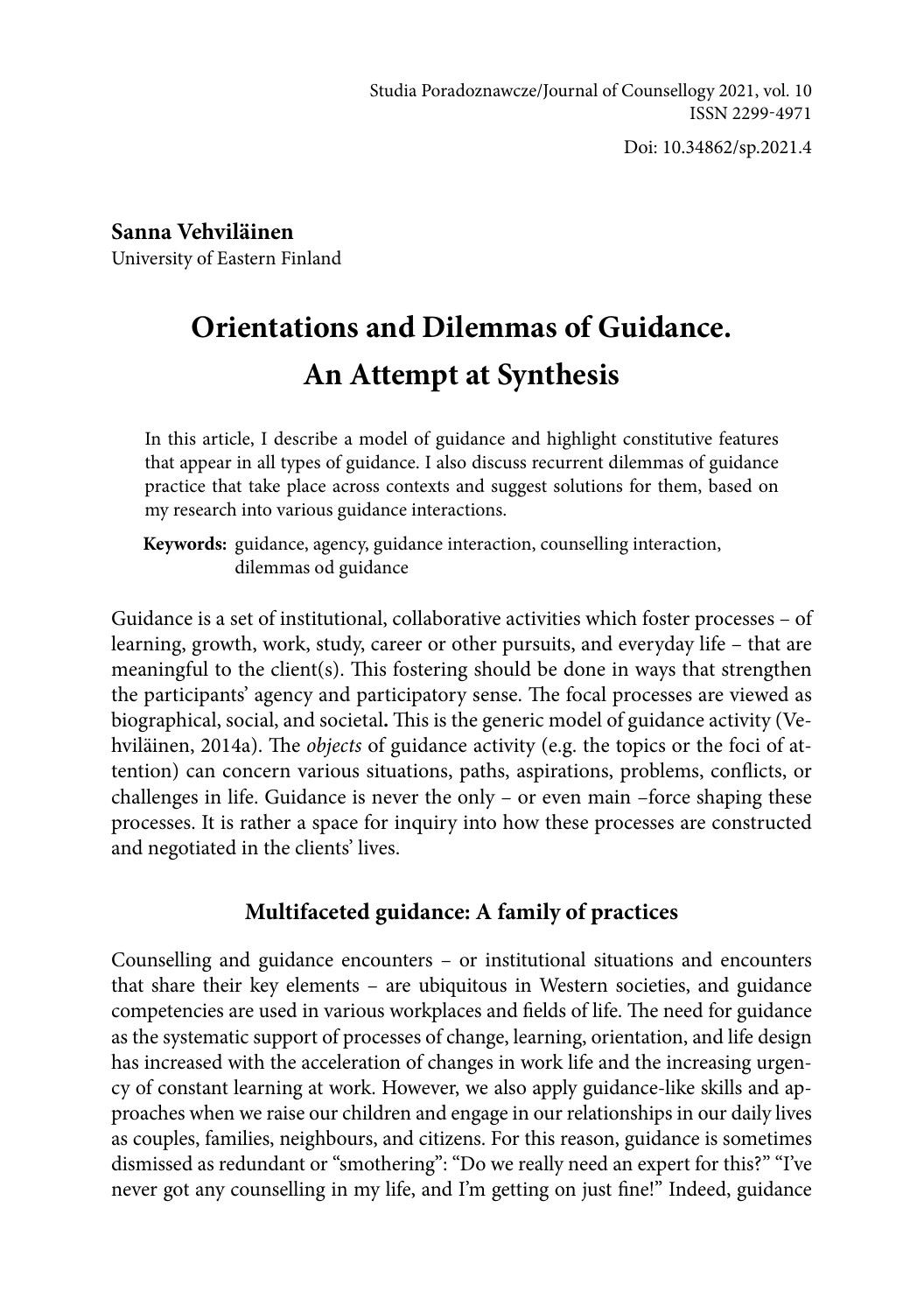Studia Poradoznawcze/Journal of Counsellogy 2021, vol. 10
ISSN 2299-4971

Doi: 10.34862/sp.2021.4

**Sanna Vehviläinen**
University of Eastern Finland

# Orientations and Dilemmas of Guidance. An Attempt at Synthesis

In this article, I describe a model of guidance and highlight constitutive features that appear in all types of guidance. I also discuss recurrent dilemmas of guidance practice that take place across contexts and suggest solutions for them, based on my research into various guidance interactions.

**Keywords:** guidance, agency, guidance interaction, counselling interaction, dilemmas od guidance

Guidance is a set of institutional, collaborative activities which foster processes – of learning, growth, work, study, career or other pursuits, and everyday life – that are meaningful to the client(s). This fostering should be done in ways that strengthen the participants' agency and participatory sense. The focal processes are viewed as biographical, social, and societal**.** This is the generic model of guidance activity (Vehviläinen, 2014a). The *objects* of guidance activity (e.g. the topics or the foci of attention) can concern various situations, paths, aspirations, problems, conflicts, or challenges in life. Guidance is never the only – or even main –force shaping these processes. It is rather a space for inquiry into how these processes are constructed and negotiated in the clients' lives.

## Multifaceted guidance: A family of practices

Counselling and guidance encounters – or institutional situations and encounters that share their key elements – are ubiquitous in Western societies, and guidance competencies are used in various workplaces and fields of life. The need for guidance as the systematic support of processes of change, learning, orientation, and life design has increased with the acceleration of changes in work life and the increasing urgency of constant learning at work. However, we also apply guidance-like skills and approaches when we raise our children and engage in our relationships in our daily lives as couples, families, neighbours, and citizens. For this reason, guidance is sometimes dismissed as redundant or "smothering": "Do we really need an expert for this?" "I've never got any counselling in my life, and I'm getting on just fine!" Indeed, guidance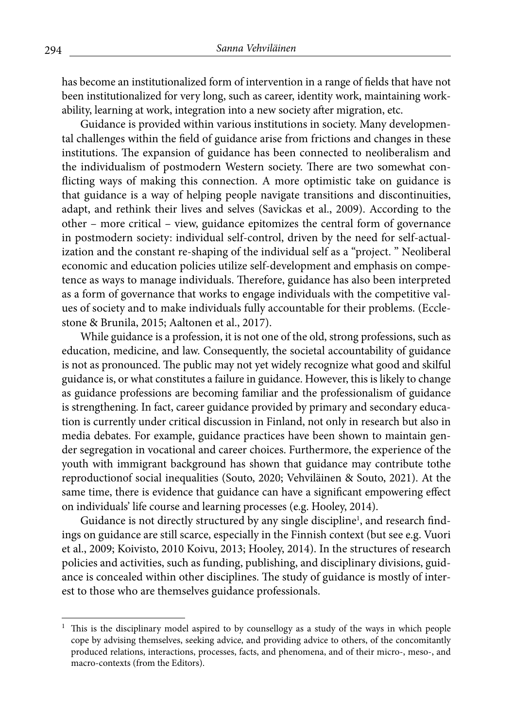has become an institutionalized form of intervention in a range of fields that have not been institutionalized for very long, such as career, identity work, maintaining workability, learning at work, integration into a new society after migration, etc.

Guidance is provided within various institutions in society. Many developmental challenges within the field of guidance arise from frictions and changes in these institutions. The expansion of guidance has been connected to neoliberalism and the individualism of postmodern Western society. There are two somewhat conflicting ways of making this connection. A more optimistic take on guidance is that guidance is a way of helping people navigate transitions and discontinuities, adapt, and rethink their lives and selves (Savickas et al., 2009). According to the other – more critical – view, guidance epitomizes the central form of governance in postmodern society: individual self-control, driven by the need for self-actualization and the constant re-shaping of the individual self as a "project. " Neoliberal economic and education policies utilize self-development and emphasis on competence as ways to manage individuals. Therefore, guidance has also been interpreted as a form of governance that works to engage individuals with the competitive values of society and to make individuals fully accountable for their problems. (Ecclestone & Brunila, 2015; Aaltonen et al., 2017).

While guidance is a profession, it is not one of the old, strong professions, such as education, medicine, and law. Consequently, the societal accountability of guidance is not as pronounced. The public may not yet widely recognize what good and skilful guidance is, or what constitutes a failure in guidance. However, this is likely to change as guidance professions are becoming familiar and the professionalism of guidance is strengthening. In fact, career guidance provided by primary and secondary education is currently under critical discussion in Finland, not only in research but also in media debates. For example, guidance practices have been shown to maintain gender segregation in vocational and career choices. Furthermore, the experience of the youth with immigrant background has shown that guidance may contribute tothe reproductionof social inequalities (Souto, 2020; Vehviläinen & Souto, 2021). At the same time, there is evidence that guidance can have a significant empowering effect on individuals' life course and learning processes (e.g. Hooley, 2014).

Guidance is not directly structured by any single discipline[1], and research findings on guidance are still scarce, especially in the Finnish context (but see e.g. Vuori et al., 2009; Koivisto, 2010 Koivu, 2013; Hooley, 2014). In the structures of research policies and activities, such as funding, publishing, and disciplinary divisions, guidance is concealed within other disciplines. The study of guidance is mostly of interest to those who are themselves guidance professionals.

---

[1] This is the disciplinary model aspired to by counsellogy as a study of the ways in which people cope by advising themselves, seeking advice, and providing advice to others, of the concomitantly produced relations, interactions, processes, facts, and phenomena, and of their micro-, meso-, and macro-contexts (from the Editors).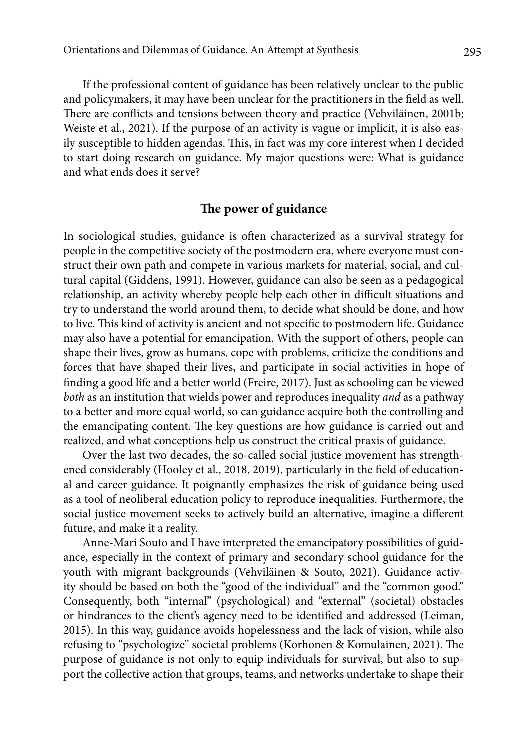If the professional content of guidance has been relatively unclear to the public and policymakers, it may have been unclear for the practitioners in the field as well. There are conflicts and tensions between theory and practice (Vehviläinen, 2001b; Weiste et al., 2021). If the purpose of an activity is vague or implicit, it is also easily susceptible to hidden agendas. This, in fact was my core interest when I decided to start doing research on guidance. My major questions were: What is guidance and what ends does it serve?

## The power of guidance

In sociological studies, guidance is often characterized as a survival strategy for people in the competitive society of the postmodern era, where everyone must construct their own path and compete in various markets for material, social, and cultural capital (Giddens, 1991). However, guidance can also be seen as a pedagogical relationship, an activity whereby people help each other in difficult situations and try to understand the world around them, to decide what should be done, and how to live. This kind of activity is ancient and not specific to postmodern life. Guidance may also have a potential for emancipation. With the support of others, people can shape their lives, grow as humans, cope with problems, criticize the conditions and forces that have shaped their lives, and participate in social activities in hope of finding a good life and a better world (Freire, 2017). Just as schooling can be viewed *both* as an institution that wields power and reproduces inequality *and* as a pathway to a better and more equal world, so can guidance acquire both the controlling and the emancipating content. The key questions are how guidance is carried out and realized, and what conceptions help us construct the critical praxis of guidance.

Over the last two decades, the so-called social justice movement has strengthened considerably (Hooley et al., 2018, 2019), particularly in the field of educational and career guidance. It poignantly emphasizes the risk of guidance being used as a tool of neoliberal education policy to reproduce inequalities. Furthermore, the social justice movement seeks to actively build an alternative, imagine a different future, and make it a reality.

Anne-Mari Souto and I have interpreted the emancipatory possibilities of guidance, especially in the context of primary and secondary school guidance for the youth with migrant backgrounds (Vehviläinen & Souto, 2021). Guidance activity should be based on both the "good of the individual" and the "common good." Consequently, both "internal" (psychological) and "external" (societal) obstacles or hindrances to the client's agency need to be identified and addressed (Leiman, 2015). In this way, guidance avoids hopelessness and the lack of vision, while also refusing to "psychologize" societal problems (Korhonen & Komulainen, 2021). The purpose of guidance is not only to equip individuals for survival, but also to support the collective action that groups, teams, and networks undertake to shape their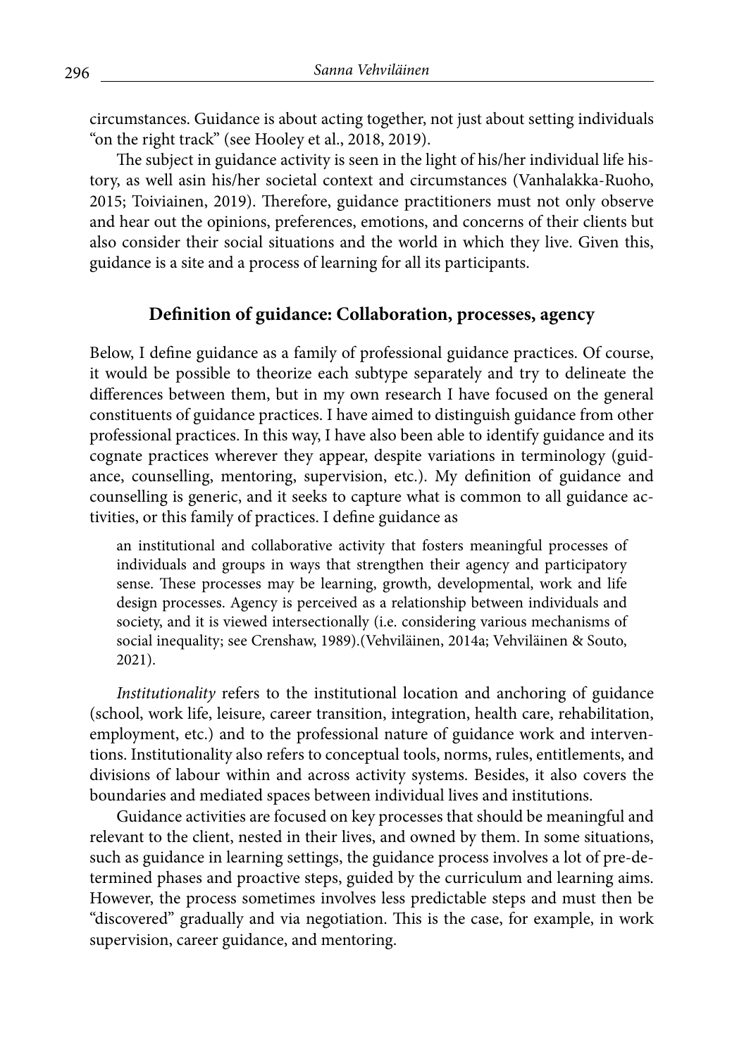circumstances. Guidance is about acting together, not just about setting individuals "on the right track" (see Hooley et al., 2018, 2019).

The subject in guidance activity is seen in the light of his/her individual life history, as well asin his/her societal context and circumstances (Vanhalakka-Ruoho, 2015; Toiviainen, 2019). Therefore, guidance practitioners must not only observe and hear out the opinions, preferences, emotions, and concerns of their clients but also consider their social situations and the world in which they live. Given this, guidance is a site and a process of learning for all its participants.

## Definition of guidance: Collaboration, processes, agency

Below, I define guidance as a family of professional guidance practices. Of course, it would be possible to theorize each subtype separately and try to delineate the differences between them, but in my own research I have focused on the general constituents of guidance practices. I have aimed to distinguish guidance from other professional practices. In this way, I have also been able to identify guidance and its cognate practices wherever they appear, despite variations in terminology (guidance, counselling, mentoring, supervision, etc.). My definition of guidance and counselling is generic, and it seeks to capture what is common to all guidance activities, or this family of practices. I define guidance as

> an institutional and collaborative activity that fosters meaningful processes of individuals and groups in ways that strengthen their agency and participatory sense. These processes may be learning, growth, developmental, work and life design processes. Agency is perceived as a relationship between individuals and society, and it is viewed intersectionally (i.e. considering various mechanisms of social inequality; see Crenshaw, 1989).(Vehviläinen, 2014a; Vehviläinen & Souto, 2021).

*Institutionality* refers to the institutional location and anchoring of guidance (school, work life, leisure, career transition, integration, health care, rehabilitation, employment, etc.) and to the professional nature of guidance work and interventions. Institutionality also refers to conceptual tools, norms, rules, entitlements, and divisions of labour within and across activity systems. Besides, it also covers the boundaries and mediated spaces between individual lives and institutions.

Guidance activities are focused on key processes that should be meaningful and relevant to the client, nested in their lives, and owned by them. In some situations, such as guidance in learning settings, the guidance process involves a lot of pre-determined phases and proactive steps, guided by the curriculum and learning aims. However, the process sometimes involves less predictable steps and must then be "discovered" gradually and via negotiation. This is the case, for example, in work supervision, career guidance, and mentoring.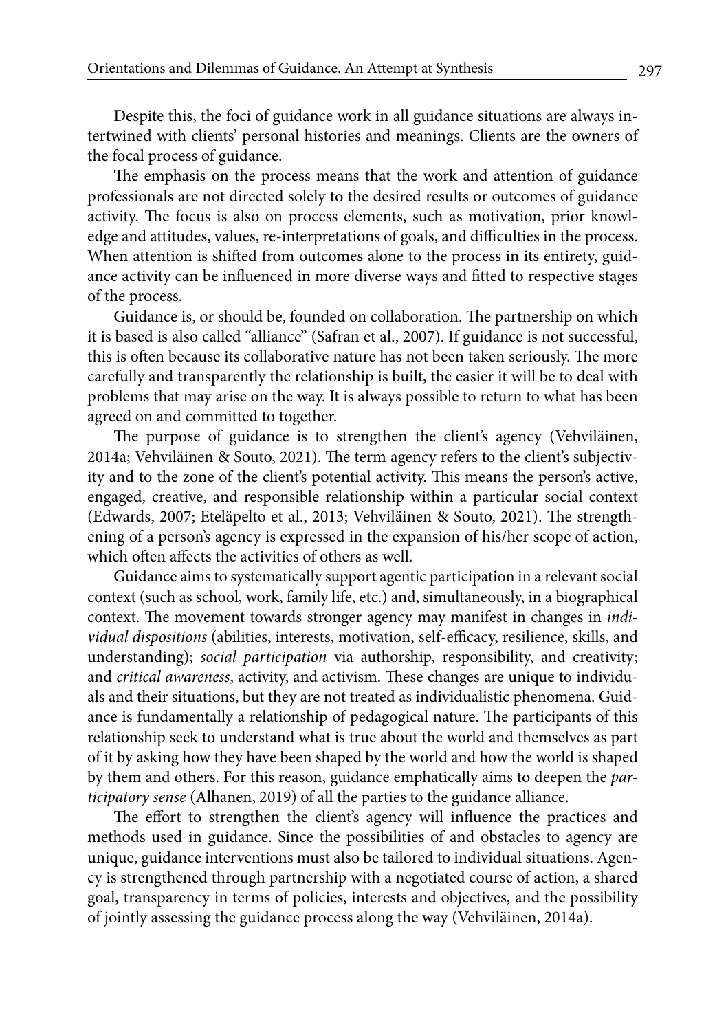Despite this, the foci of guidance work in all guidance situations are always intertwined with clients' personal histories and meanings. Clients are the owners of the focal process of guidance.

The emphasis on the process means that the work and attention of guidance professionals are not directed solely to the desired results or outcomes of guidance activity. The focus is also on process elements, such as motivation, prior knowledge and attitudes, values, re-interpretations of goals, and difficulties in the process. When attention is shifted from outcomes alone to the process in its entirety, guidance activity can be influenced in more diverse ways and fitted to respective stages of the process.

Guidance is, or should be, founded on collaboration. The partnership on which it is based is also called "alliance" (Safran et al., 2007). If guidance is not successful, this is often because its collaborative nature has not been taken seriously. The more carefully and transparently the relationship is built, the easier it will be to deal with problems that may arise on the way. It is always possible to return to what has been agreed on and committed to together.

The purpose of guidance is to strengthen the client's agency (Vehviläinen, 2014a; Vehviläinen & Souto, 2021). The term agency refers to the client's subjectivity and to the zone of the client's potential activity. This means the person's active, engaged, creative, and responsible relationship within a particular social context (Edwards, 2007; Eteläpelto et al., 2013; Vehviläinen & Souto, 2021). The strengthening of a person's agency is expressed in the expansion of his/her scope of action, which often affects the activities of others as well.

Guidance aims to systematically support agentic participation in a relevant social context (such as school, work, family life, etc.) and, simultaneously, in a biographical context. The movement towards stronger agency may manifest in changes in *individual dispositions* (abilities, interests, motivation, self-efficacy, resilience, skills, and understanding); *social participation* via authorship, responsibility, and creativity; and *critical awareness*, activity, and activism. These changes are unique to individuals and their situations, but they are not treated as individualistic phenomena. Guidance is fundamentally a relationship of pedagogical nature. The participants of this relationship seek to understand what is true about the world and themselves as part of it by asking how they have been shaped by the world and how the world is shaped by them and others. For this reason, guidance emphatically aims to deepen the *participatory sense* (Alhanen, 2019) of all the parties to the guidance alliance.

The effort to strengthen the client's agency will influence the practices and methods used in guidance. Since the possibilities of and obstacles to agency are unique, guidance interventions must also be tailored to individual situations. Agency is strengthened through partnership with a negotiated course of action, a shared goal, transparency in terms of policies, interests and objectives, and the possibility of jointly assessing the guidance process along the way (Vehviläinen, 2014a).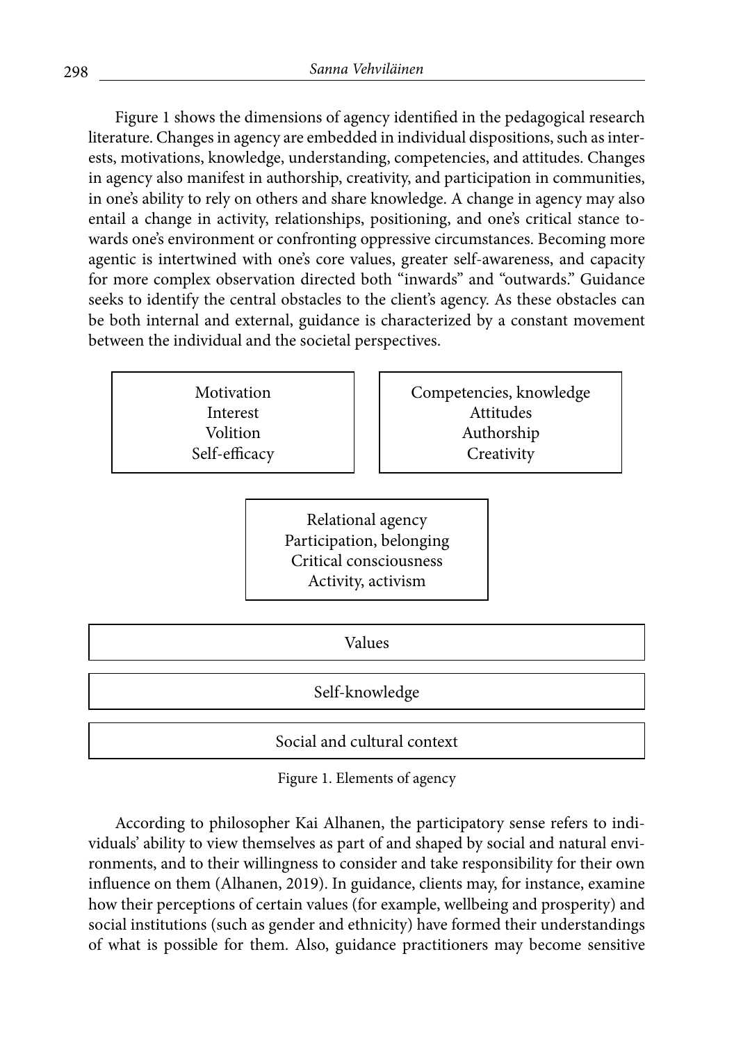Figure 1 shows the dimensions of agency identified in the pedagogical research literature. Changes in agency are embedded in individual dispositions, such as interests, motivations, knowledge, understanding, competencies, and attitudes. Changes in agency also manifest in authorship, creativity, and participation in communities, in one's ability to rely on others and share knowledge. A change in agency may also entail a change in activity, relationships, positioning, and one's critical stance towards one's environment or confronting oppressive circumstances. Becoming more agentic is intertwined with one's core values, greater self-awareness, and capacity for more complex observation directed both "inwards" and "outwards." Guidance seeks to identify the central obstacles to the client's agency. As these obstacles can be both internal and external, guidance is characterized by a constant movement between the individual and the societal perspectives.

| Motivation<br>Interest<br>Volition<br>Self-efficacy | Competencies, knowledge<br>Attitudes<br>Authorship<br>Creativity |
|---|---|

| Relational agency<br>Participation, belonging<br>Critical consciousness<br>Activity, activism |
|---|

| Values |
|---|
| Self-knowledge |
| Social and cultural context |

Figure 1. Elements of agency

According to philosopher Kai Alhanen, the participatory sense refers to individuals' ability to view themselves as part of and shaped by social and natural environments, and to their willingness to consider and take responsibility for their own influence on them (Alhanen, 2019). In guidance, clients may, for instance, examine how their perceptions of certain values (for example, wellbeing and prosperity) and social institutions (such as gender and ethnicity) have formed their understandings of what is possible for them. Also, guidance practitioners may become sensitive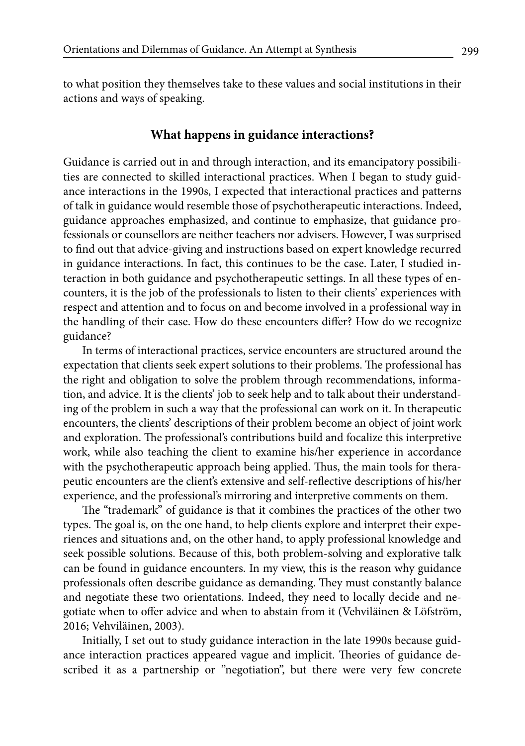to what position they themselves take to these values and social institutions in their actions and ways of speaking.

## What happens in guidance interactions?

Guidance is carried out in and through interaction, and its emancipatory possibilities are connected to skilled interactional practices. When I began to study guidance interactions in the 1990s, I expected that interactional practices and patterns of talk in guidance would resemble those of psychotherapeutic interactions. Indeed, guidance approaches emphasized, and continue to emphasize, that guidance professionals or counsellors are neither teachers nor advisers. However, I was surprised to find out that advice-giving and instructions based on expert knowledge recurred in guidance interactions. In fact, this continues to be the case. Later, I studied interaction in both guidance and psychotherapeutic settings. In all these types of encounters, it is the job of the professionals to listen to their clients' experiences with respect and attention and to focus on and become involved in a professional way in the handling of their case. How do these encounters differ? How do we recognize guidance?

In terms of interactional practices, service encounters are structured around the expectation that clients seek expert solutions to their problems. The professional has the right and obligation to solve the problem through recommendations, information, and advice. It is the clients' job to seek help and to talk about their understanding of the problem in such a way that the professional can work on it. In therapeutic encounters, the clients' descriptions of their problem become an object of joint work and exploration. The professional's contributions build and focalize this interpretive work, while also teaching the client to examine his/her experience in accordance with the psychotherapeutic approach being applied. Thus, the main tools for therapeutic encounters are the client's extensive and self-reflective descriptions of his/her experience, and the professional's mirroring and interpretive comments on them.

The "trademark" of guidance is that it combines the practices of the other two types. The goal is, on the one hand, to help clients explore and interpret their experiences and situations and, on the other hand, to apply professional knowledge and seek possible solutions. Because of this, both problem-solving and explorative talk can be found in guidance encounters. In my view, this is the reason why guidance professionals often describe guidance as demanding. They must constantly balance and negotiate these two orientations. Indeed, they need to locally decide and negotiate when to offer advice and when to abstain from it (Vehviläinen & Löfström, 2016; Vehviläinen, 2003).

Initially, I set out to study guidance interaction in the late 1990s because guidance interaction practices appeared vague and implicit. Theories of guidance described it as a partnership or "negotiation", but there were very few concrete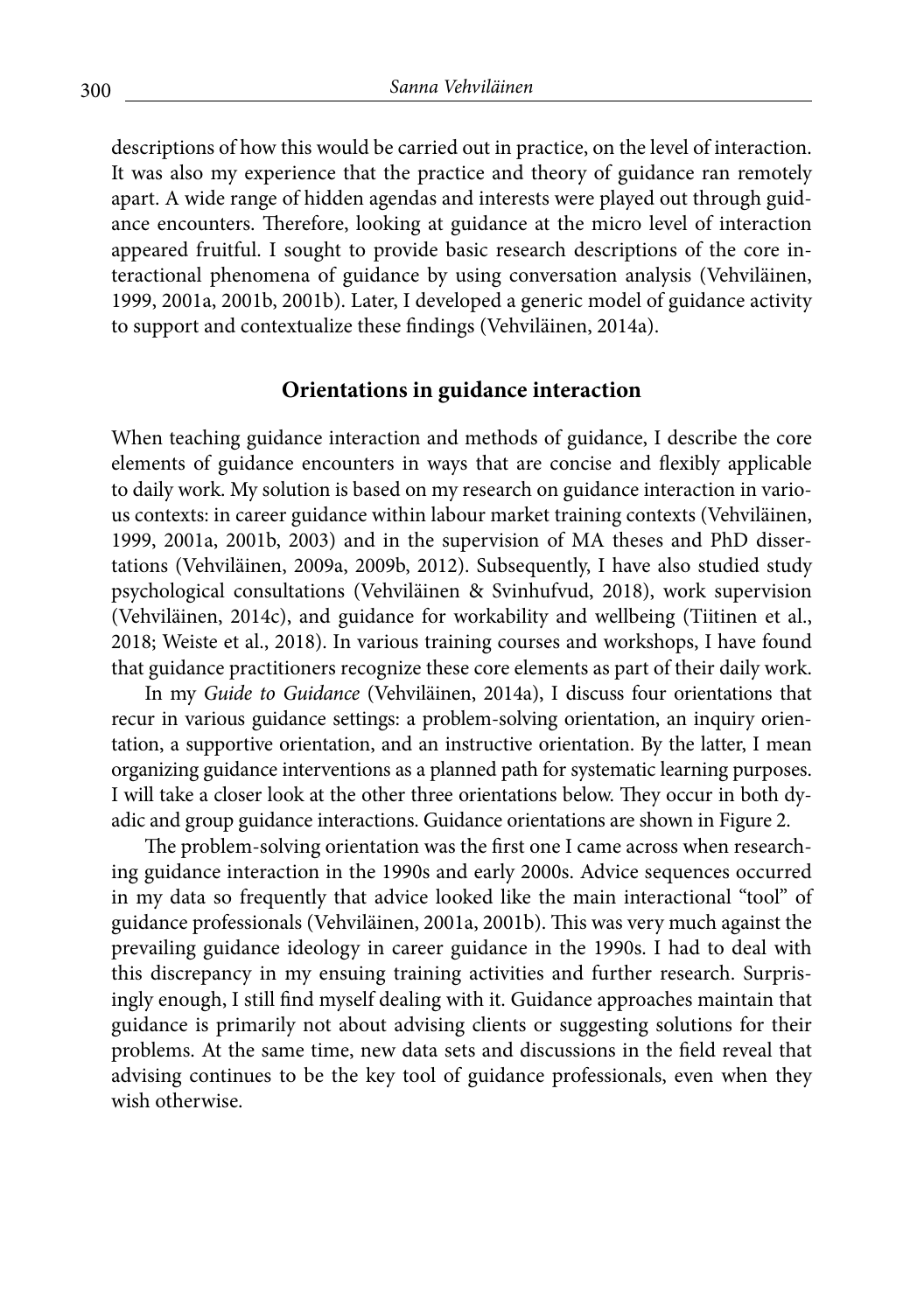descriptions of how this would be carried out in practice, on the level of interaction. It was also my experience that the practice and theory of guidance ran remotely apart. A wide range of hidden agendas and interests were played out through guidance encounters. Therefore, looking at guidance at the micro level of interaction appeared fruitful. I sought to provide basic research descriptions of the core interactional phenomena of guidance by using conversation analysis (Vehviläinen, 1999, 2001a, 2001b, 2001b). Later, I developed a generic model of guidance activity to support and contextualize these findings (Vehviläinen, 2014a).

## Orientations in guidance interaction

When teaching guidance interaction and methods of guidance, I describe the core elements of guidance encounters in ways that are concise and flexibly applicable to daily work. My solution is based on my research on guidance interaction in various contexts: in career guidance within labour market training contexts (Vehviläinen, 1999, 2001a, 2001b, 2003) and in the supervision of MA theses and PhD dissertations (Vehviläinen, 2009a, 2009b, 2012). Subsequently, I have also studied study psychological consultations (Vehviläinen & Svinhufvud, 2018), work supervision (Vehviläinen, 2014c), and guidance for workability and wellbeing (Tiitinen et al., 2018; Weiste et al., 2018). In various training courses and workshops, I have found that guidance practitioners recognize these core elements as part of their daily work.

In my *Guide to Guidance* (Vehviläinen, 2014a), I discuss four orientations that recur in various guidance settings: a problem-solving orientation, an inquiry orientation, a supportive orientation, and an instructive orientation. By the latter, I mean organizing guidance interventions as a planned path for systematic learning purposes. I will take a closer look at the other three orientations below. They occur in both dyadic and group guidance interactions. Guidance orientations are shown in Figure 2.

The problem-solving orientation was the first one I came across when researching guidance interaction in the 1990s and early 2000s. Advice sequences occurred in my data so frequently that advice looked like the main interactional "tool" of guidance professionals (Vehviläinen, 2001a, 2001b). This was very much against the prevailing guidance ideology in career guidance in the 1990s. I had to deal with this discrepancy in my ensuing training activities and further research. Surprisingly enough, I still find myself dealing with it. Guidance approaches maintain that guidance is primarily not about advising clients or suggesting solutions for their problems. At the same time, new data sets and discussions in the field reveal that advising continues to be the key tool of guidance professionals, even when they wish otherwise.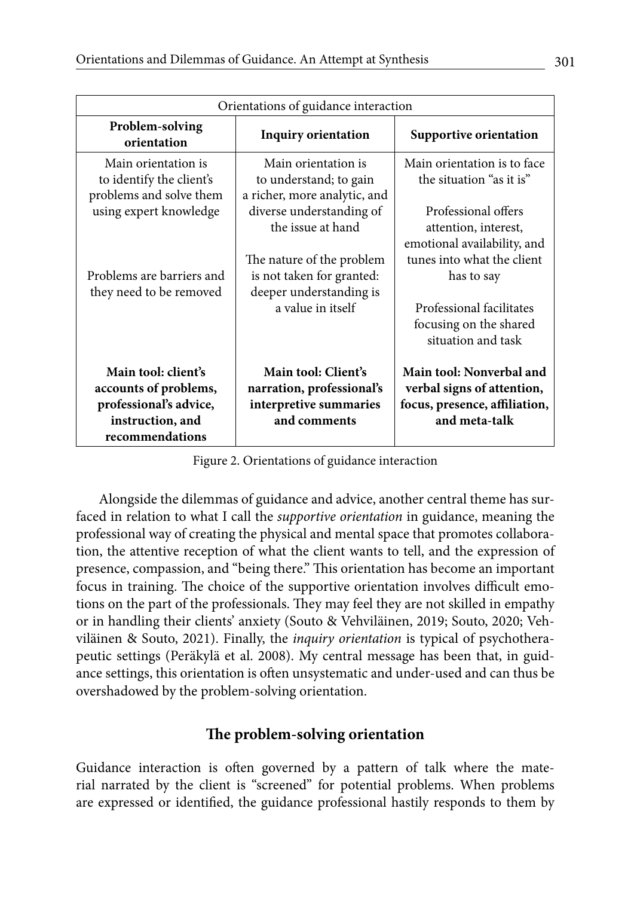| Orientations of guidance interaction | | |
|---|---|---|
| **Problem-solving orientation** | **Inquiry orientation** | **Supportive orientation** |
| Main orientation is to identify the client's problems and solve them using expert knowledge<br><br>Problems are barriers and they need to be removed | Main orientation is to understand; to gain a richer, more analytic, and diverse understanding of the issue at hand<br><br>The nature of the problem is not taken for granted: deeper understanding is a value in itself | Main orientation is to face the situation "as it is"<br><br>Professional offers attention, interest, emotional availability, and tunes into what the client has to say<br><br>Professional facilitates focusing on the shared situation and task |
| **Main tool: client's accounts of problems, professional's advice, instruction, and recommendations** | **Main tool: Client's narration, professional's interpretive summaries and comments** | **Main tool: Nonverbal and verbal signs of attention, focus, presence, affiliation, and meta-talk** |

Figure 2. Orientations of guidance interaction

Alongside the dilemmas of guidance and advice, another central theme has surfaced in relation to what I call the *supportive orientation* in guidance, meaning the professional way of creating the physical and mental space that promotes collaboration, the attentive reception of what the client wants to tell, and the expression of presence, compassion, and "being there." This orientation has become an important focus in training. The choice of the supportive orientation involves difficult emotions on the part of the professionals. They may feel they are not skilled in empathy or in handling their clients' anxiety (Souto & Vehviläinen, 2019; Souto, 2020; Vehviläinen & Souto, 2021). Finally, the *inquiry orientation* is typical of psychotherapeutic settings (Peräkylä et al. 2008). My central message has been that, in guidance settings, this orientation is often unsystematic and under-used and can thus be overshadowed by the problem-solving orientation.

## The problem-solving orientation

Guidance interaction is often governed by a pattern of talk where the material narrated by the client is "screened" for potential problems. When problems are expressed or identified, the guidance professional hastily responds to them by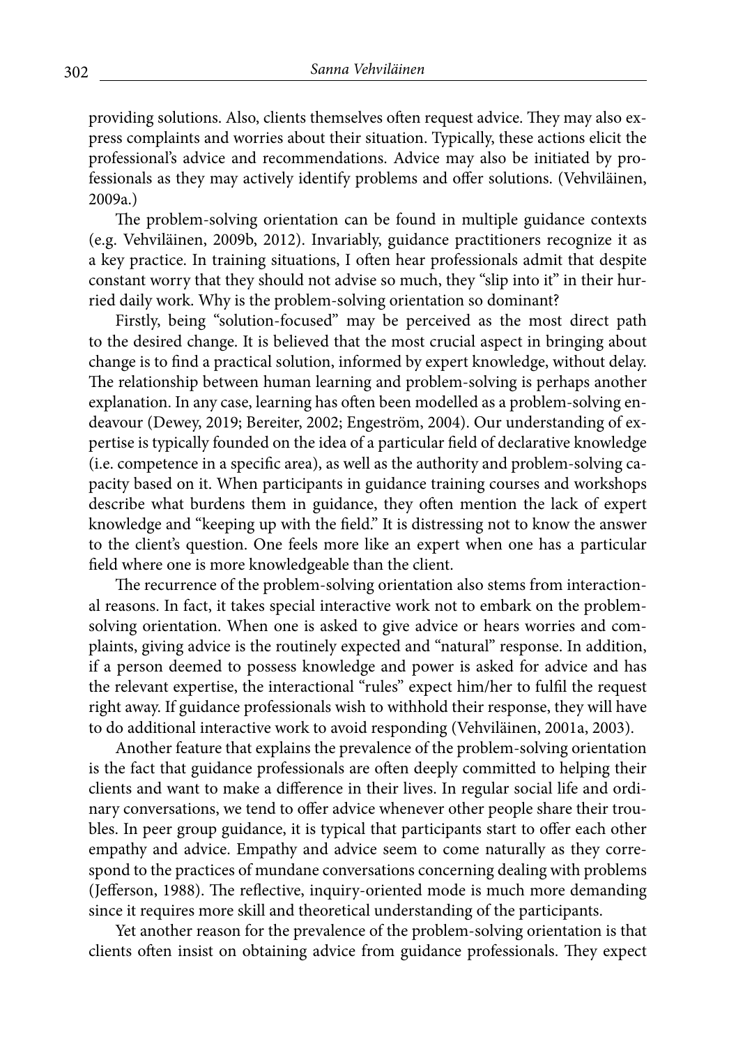providing solutions. Also, clients themselves often request advice. They may also express complaints and worries about their situation. Typically, these actions elicit the professional's advice and recommendations. Advice may also be initiated by professionals as they may actively identify problems and offer solutions. (Vehviläinen, 2009a.)

The problem-solving orientation can be found in multiple guidance contexts (e.g. Vehviläinen, 2009b, 2012). Invariably, guidance practitioners recognize it as a key practice. In training situations, I often hear professionals admit that despite constant worry that they should not advise so much, they "slip into it" in their hurried daily work. Why is the problem-solving orientation so dominant?

Firstly, being "solution-focused" may be perceived as the most direct path to the desired change. It is believed that the most crucial aspect in bringing about change is to find a practical solution, informed by expert knowledge, without delay. The relationship between human learning and problem-solving is perhaps another explanation. In any case, learning has often been modelled as a problem-solving endeavour (Dewey, 2019; Bereiter, 2002; Engeström, 2004). Our understanding of expertise is typically founded on the idea of a particular field of declarative knowledge (i.e. competence in a specific area), as well as the authority and problem-solving capacity based on it. When participants in guidance training courses and workshops describe what burdens them in guidance, they often mention the lack of expert knowledge and "keeping up with the field." It is distressing not to know the answer to the client's question. One feels more like an expert when one has a particular field where one is more knowledgeable than the client.

The recurrence of the problem-solving orientation also stems from interactional reasons. In fact, it takes special interactive work not to embark on the problem-solving orientation. When one is asked to give advice or hears worries and complaints, giving advice is the routinely expected and "natural" response. In addition, if a person deemed to possess knowledge and power is asked for advice and has the relevant expertise, the interactional "rules" expect him/her to fulfil the request right away. If guidance professionals wish to withhold their response, they will have to do additional interactive work to avoid responding (Vehviläinen, 2001a, 2003).

Another feature that explains the prevalence of the problem-solving orientation is the fact that guidance professionals are often deeply committed to helping their clients and want to make a difference in their lives. In regular social life and ordinary conversations, we tend to offer advice whenever other people share their troubles. In peer group guidance, it is typical that participants start to offer each other empathy and advice. Empathy and advice seem to come naturally as they correspond to the practices of mundane conversations concerning dealing with problems (Jefferson, 1988). The reflective, inquiry-oriented mode is much more demanding since it requires more skill and theoretical understanding of the participants.

Yet another reason for the prevalence of the problem-solving orientation is that clients often insist on obtaining advice from guidance professionals. They expect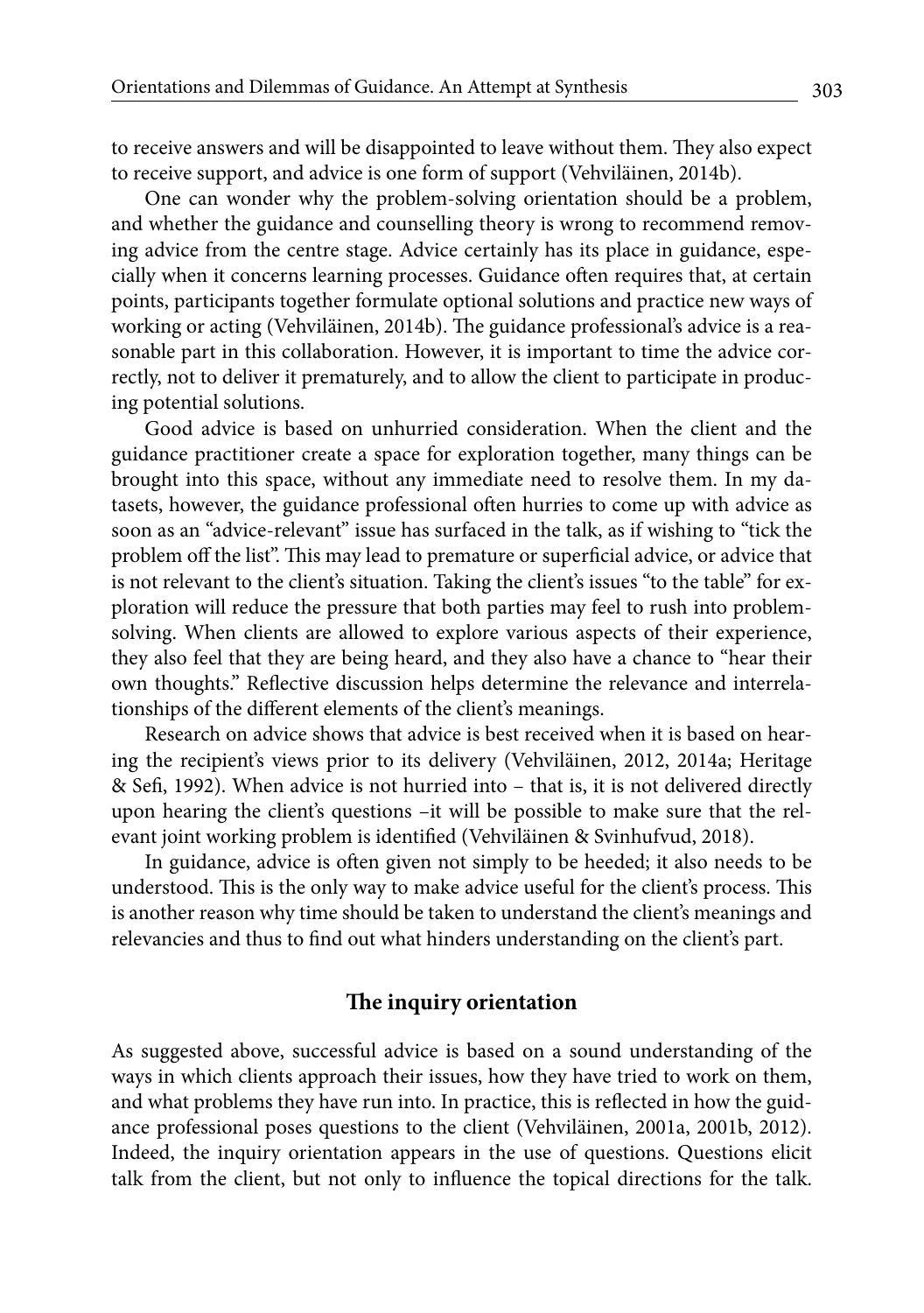to receive answers and will be disappointed to leave without them. They also expect to receive support, and advice is one form of support (Vehviläinen, 2014b).

One can wonder why the problem-solving orientation should be a problem, and whether the guidance and counselling theory is wrong to recommend removing advice from the centre stage. Advice certainly has its place in guidance, especially when it concerns learning processes. Guidance often requires that, at certain points, participants together formulate optional solutions and practice new ways of working or acting (Vehviläinen, 2014b). The guidance professional's advice is a reasonable part in this collaboration. However, it is important to time the advice correctly, not to deliver it prematurely, and to allow the client to participate in producing potential solutions.

Good advice is based on unhurried consideration. When the client and the guidance practitioner create a space for exploration together, many things can be brought into this space, without any immediate need to resolve them. In my datasets, however, the guidance professional often hurries to come up with advice as soon as an "advice-relevant" issue has surfaced in the talk, as if wishing to "tick the problem off the list". This may lead to premature or superficial advice, or advice that is not relevant to the client's situation. Taking the client's issues "to the table" for exploration will reduce the pressure that both parties may feel to rush into problem-solving. When clients are allowed to explore various aspects of their experience, they also feel that they are being heard, and they also have a chance to "hear their own thoughts." Reflective discussion helps determine the relevance and interrelationships of the different elements of the client's meanings.

Research on advice shows that advice is best received when it is based on hearing the recipient's views prior to its delivery (Vehviläinen, 2012, 2014a; Heritage & Sefi, 1992). When advice is not hurried into – that is, it is not delivered directly upon hearing the client's questions –it will be possible to make sure that the relevant joint working problem is identified (Vehviläinen & Svinhufvud, 2018).

In guidance, advice is often given not simply to be heeded; it also needs to be understood. This is the only way to make advice useful for the client's process. This is another reason why time should be taken to understand the client's meanings and relevancies and thus to find out what hinders understanding on the client's part.

## The inquiry orientation

As suggested above, successful advice is based on a sound understanding of the ways in which clients approach their issues, how they have tried to work on them, and what problems they have run into. In practice, this is reflected in how the guidance professional poses questions to the client (Vehviläinen, 2001a, 2001b, 2012). Indeed, the inquiry orientation appears in the use of questions. Questions elicit talk from the client, but not only to influence the topical directions for the talk.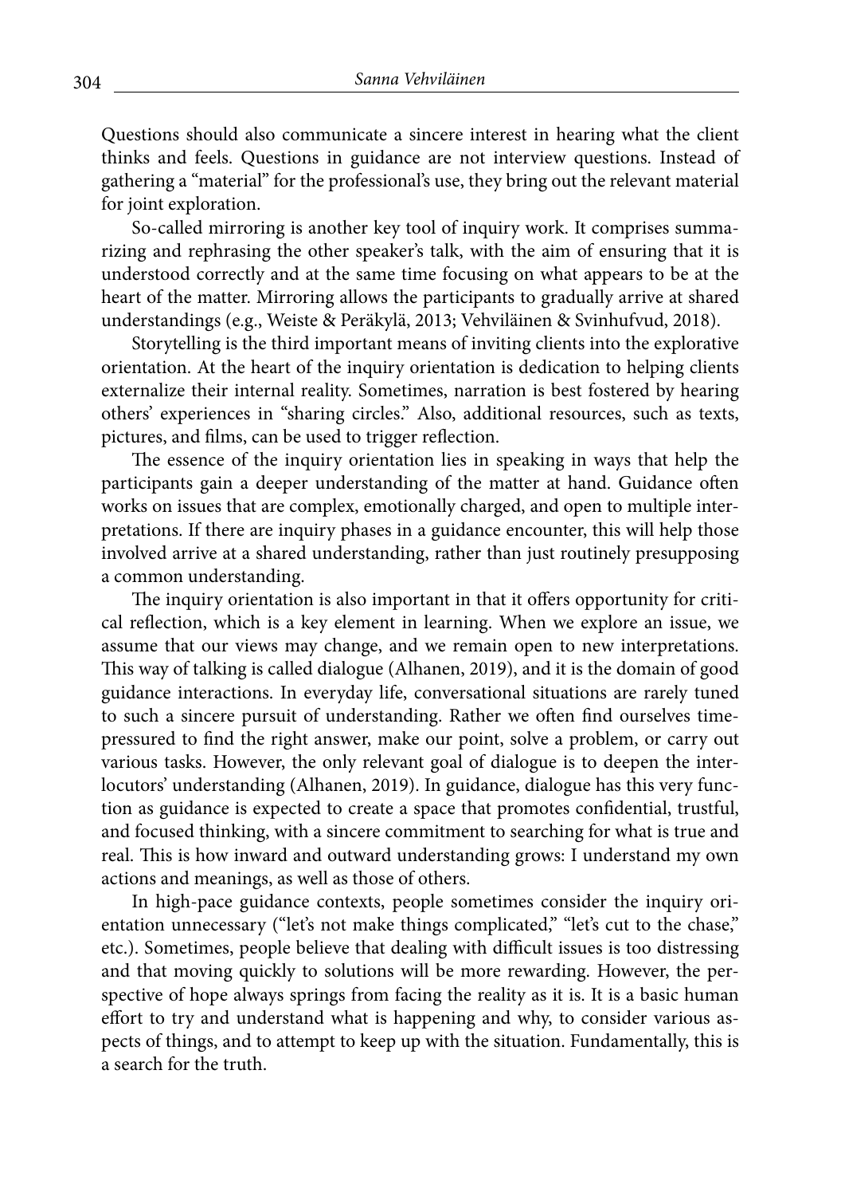Questions should also communicate a sincere interest in hearing what the client thinks and feels. Questions in guidance are not interview questions. Instead of gathering a "material" for the professional's use, they bring out the relevant material for joint exploration.

So-called mirroring is another key tool of inquiry work. It comprises summarizing and rephrasing the other speaker's talk, with the aim of ensuring that it is understood correctly and at the same time focusing on what appears to be at the heart of the matter. Mirroring allows the participants to gradually arrive at shared understandings (e.g., Weiste & Peräkylä, 2013; Vehviläinen & Svinhufvud, 2018).

Storytelling is the third important means of inviting clients into the explorative orientation. At the heart of the inquiry orientation is dedication to helping clients externalize their internal reality. Sometimes, narration is best fostered by hearing others' experiences in "sharing circles." Also, additional resources, such as texts, pictures, and films, can be used to trigger reflection.

The essence of the inquiry orientation lies in speaking in ways that help the participants gain a deeper understanding of the matter at hand. Guidance often works on issues that are complex, emotionally charged, and open to multiple interpretations. If there are inquiry phases in a guidance encounter, this will help those involved arrive at a shared understanding, rather than just routinely presupposing a common understanding.

The inquiry orientation is also important in that it offers opportunity for critical reflection, which is a key element in learning. When we explore an issue, we assume that our views may change, and we remain open to new interpretations. This way of talking is called dialogue (Alhanen, 2019), and it is the domain of good guidance interactions. In everyday life, conversational situations are rarely tuned to such a sincere pursuit of understanding. Rather we often find ourselves time-pressured to find the right answer, make our point, solve a problem, or carry out various tasks. However, the only relevant goal of dialogue is to deepen the interlocutors' understanding (Alhanen, 2019). In guidance, dialogue has this very function as guidance is expected to create a space that promotes confidential, trustful, and focused thinking, with a sincere commitment to searching for what is true and real. This is how inward and outward understanding grows: I understand my own actions and meanings, as well as those of others.

In high-pace guidance contexts, people sometimes consider the inquiry orientation unnecessary ("let's not make things complicated," "let's cut to the chase," etc.). Sometimes, people believe that dealing with difficult issues is too distressing and that moving quickly to solutions will be more rewarding. However, the perspective of hope always springs from facing the reality as it is. It is a basic human effort to try and understand what is happening and why, to consider various aspects of things, and to attempt to keep up with the situation. Fundamentally, this is a search for the truth.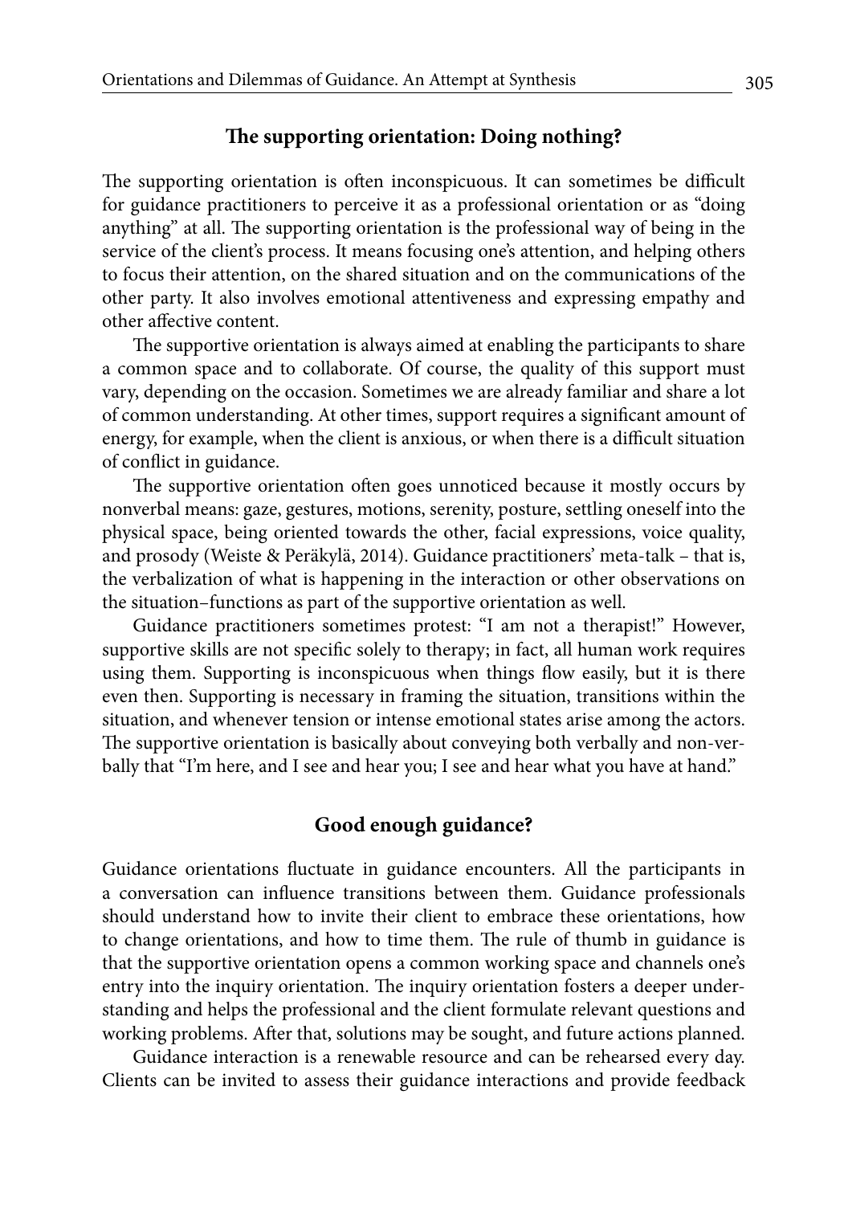## The supporting orientation: Doing nothing?

The supporting orientation is often inconspicuous. It can sometimes be difficult for guidance practitioners to perceive it as a professional orientation or as "doing anything" at all. The supporting orientation is the professional way of being in the service of the client's process. It means focusing one's attention, and helping others to focus their attention, on the shared situation and on the communications of the other party. It also involves emotional attentiveness and expressing empathy and other affective content.

The supportive orientation is always aimed at enabling the participants to share a common space and to collaborate. Of course, the quality of this support must vary, depending on the occasion. Sometimes we are already familiar and share a lot of common understanding. At other times, support requires a significant amount of energy, for example, when the client is anxious, or when there is a difficult situation of conflict in guidance.

The supportive orientation often goes unnoticed because it mostly occurs by nonverbal means: gaze, gestures, motions, serenity, posture, settling oneself into the physical space, being oriented towards the other, facial expressions, voice quality, and prosody (Weiste & Peräkylä, 2014). Guidance practitioners' meta-talk – that is, the verbalization of what is happening in the interaction or other observations on the situation–functions as part of the supportive orientation as well.

Guidance practitioners sometimes protest: "I am not a therapist!" However, supportive skills are not specific solely to therapy; in fact, all human work requires using them. Supporting is inconspicuous when things flow easily, but it is there even then. Supporting is necessary in framing the situation, transitions within the situation, and whenever tension or intense emotional states arise among the actors. The supportive orientation is basically about conveying both verbally and non-verbally that "I'm here, and I see and hear you; I see and hear what you have at hand."

## Good enough guidance?

Guidance orientations fluctuate in guidance encounters. All the participants in a conversation can influence transitions between them. Guidance professionals should understand how to invite their client to embrace these orientations, how to change orientations, and how to time them. The rule of thumb in guidance is that the supportive orientation opens a common working space and channels one's entry into the inquiry orientation. The inquiry orientation fosters a deeper understanding and helps the professional and the client formulate relevant questions and working problems. After that, solutions may be sought, and future actions planned.

Guidance interaction is a renewable resource and can be rehearsed every day. Clients can be invited to assess their guidance interactions and provide feedback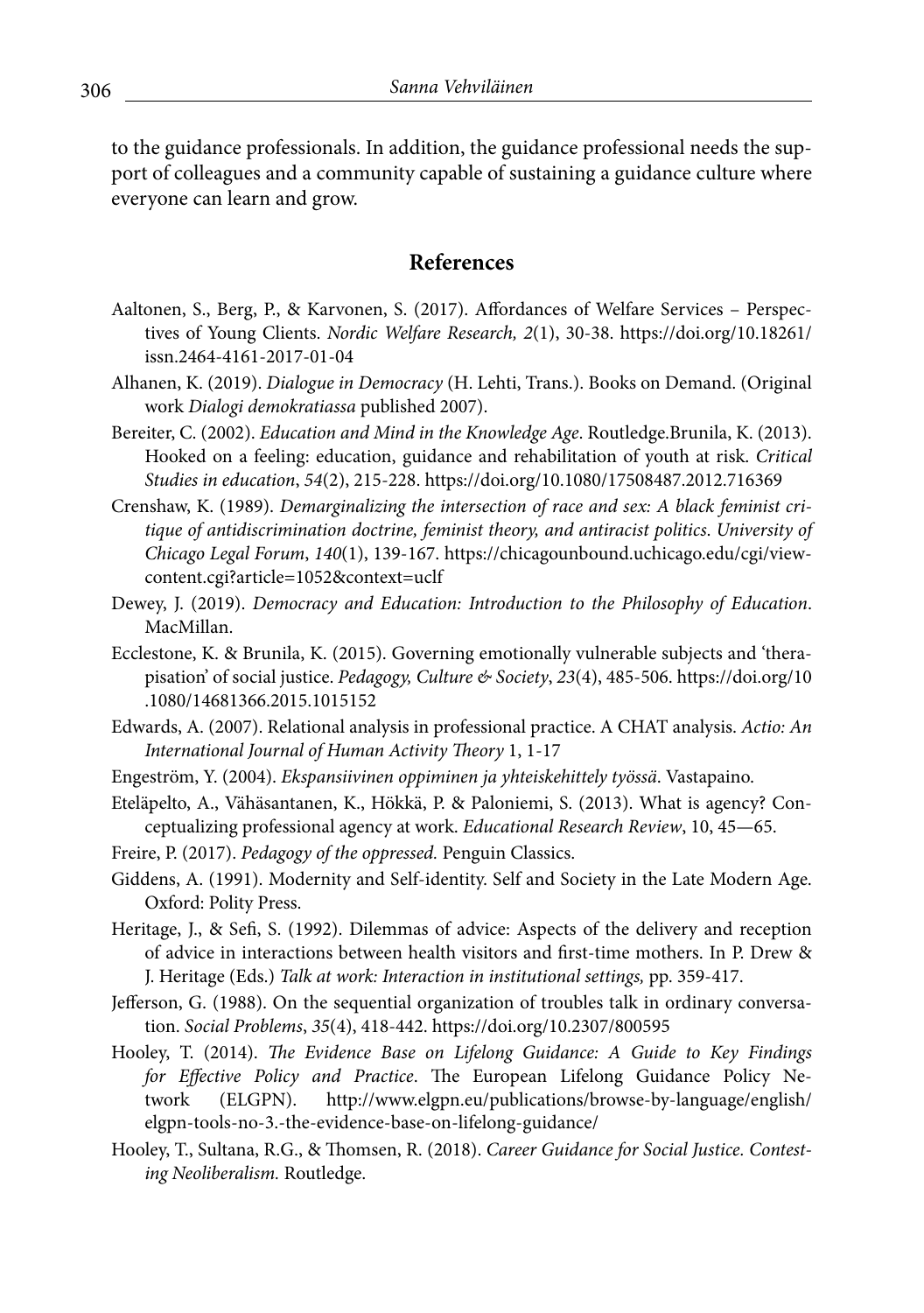to the guidance professionals. In addition, the guidance professional needs the support of colleagues and a community capable of sustaining a guidance culture where everyone can learn and grow.

## References

Aaltonen, S., Berg, P., & Karvonen, S. (2017). Affordances of Welfare Services – Perspectives of Young Clients. *Nordic Welfare Research, 2*(1), 30-38. https://doi.org/10.18261/issn.2464-4161-2017-01-04

Alhanen, K. (2019). *Dialogue in Democracy* (H. Lehti, Trans.). Books on Demand. (Original work *Dialogi demokratiassa* published 2007).

Bereiter, C. (2002). *Education and Mind in the Knowledge Age*. Routledge.Brunila, K. (2013). Hooked on a feeling: education, guidance and rehabilitation of youth at risk. *Critical Studies in education*, *54*(2), 215-228. https://doi.org/10.1080/17508487.2012.716369

Crenshaw, K. (1989). *Demarginalizing the intersection of race and sex: A black feminist critique of antidiscrimination doctrine, feminist theory, and antiracist politics*. *University of Chicago Legal Forum*, *140*(1), 139-167. https://chicagounbound.uchicago.edu/cgi/viewcontent.cgi?article=1052&context=uclf

Dewey, J. (2019). *Democracy and Education: Introduction to the Philosophy of Education*. MacMillan.

Ecclestone, K. & Brunila, K. (2015). Governing emotionally vulnerable subjects and 'therapisation' of social justice. *Pedagogy, Culture & Society*, *23*(4), 485-506. https://doi.org/10.1080/14681366.2015.1015152

Edwards, A. (2007). Relational analysis in professional practice. A CHAT analysis. *Actio: An International Journal of Human Activity Theory* 1, 1-17

Engeström, Y. (2004). *Ekspansiivinen oppiminen ja yhteiskehittely työssä*. Vastapaino.

Eteläpelto, A., Vähäsantanen, K., Hökkä, P. & Paloniemi, S. (2013). What is agency? Conceptualizing professional agency at work. *Educational Research Review*, 10, 45—65.

Freire, P. (2017). *Pedagogy of the oppressed.* Penguin Classics.

Giddens, A. (1991). Modernity and Self-identity. Self and Society in the Late Modern Age. Oxford: Polity Press.

Heritage, J., & Sefi, S. (1992). Dilemmas of advice: Aspects of the delivery and reception of advice in interactions between health visitors and first-time mothers. In P. Drew & J. Heritage (Eds.) *Talk at work: Interaction in institutional settings,* pp. 359-417.

Jefferson, G. (1988). On the sequential organization of troubles talk in ordinary conversation. *Social Problems*, *35*(4), 418-442. https://doi.org/10.2307/800595

Hooley, T. (2014). *The Evidence Base on Lifelong Guidance: A Guide to Key Findings for Effective Policy and Practice*. The European Lifelong Guidance Policy Network (ELGPN). http://www.elgpn.eu/publications/browse-by-language/english/elgpn-tools-no-3.-the-evidence-base-on-lifelong-guidance/

Hooley, T., Sultana, R.G., & Thomsen, R. (2018). *Career Guidance for Social Justice. Contesting Neoliberalism.* Routledge.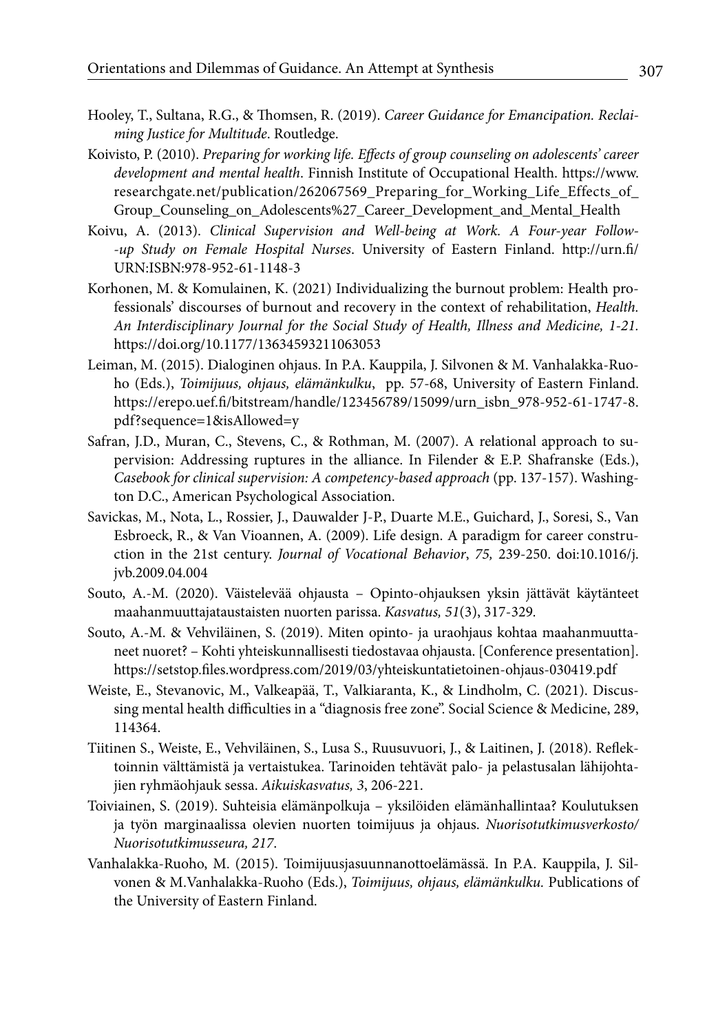Hooley, T., Sultana, R.G., & Thomsen, R. (2019). *Career Guidance for Emancipation. Reclaiming Justice for Multitude*. Routledge.

Koivisto, P. (2010). *Preparing for working life. Effects of group counseling on adolescents' career development and mental health*. Finnish Institute of Occupational Health. https://www.researchgate.net/publication/262067569_Preparing_for_Working_Life_Effects_of_Group_Counseling_on_Adolescents%27_Career_Development_and_Mental_Health

Koivu, A. (2013). *Clinical Supervision and Well-being at Work. A Four-year Follow--up Study on Female Hospital Nurses*. University of Eastern Finland. http://urn.fi/URN:ISBN:978-952-61-1148-3

Korhonen, M. & Komulainen, K. (2021) Individualizing the burnout problem: Health professionals' discourses of burnout and recovery in the context of rehabilitation, *Health. An Interdisciplinary Journal for the Social Study of Health, Illness and Medicine, 1-21.* https://doi.org/10.1177/13634593211063053

Leiman, M. (2015). Dialoginen ohjaus. In P.A. Kauppila, J. Silvonen & M. Vanhalakka-Ruoho (Eds.), *Toimijuus, ohjaus, elämänkulku*, pp. 57-68, University of Eastern Finland. https://erepo.uef.fi/bitstream/handle/123456789/15099/urn_isbn_978-952-61-1747-8.pdf?sequence=1&isAllowed=y

Safran, J.D., Muran, C., Stevens, C., & Rothman, M. (2007). A relational approach to supervision: Addressing ruptures in the alliance. In Filender & E.P. Shafranske (Eds.), *Casebook for clinical supervision: A competency-based approach* (pp. 137-157). Washington D.C., American Psychological Association.

Savickas, M., Nota, L., Rossier, J., Dauwalder J-P., Duarte M.E., Guichard, J., Soresi, S., Van Esbroeck, R., & Van Vioannen, A. (2009). Life design. A paradigm for career construction in the 21st century. *Journal of Vocational Behavior*, *75,* 239-250. doi:10.1016/j.jvb.2009.04.004

Souto, A.-M. (2020). Väistelevää ohjausta – Opinto-ohjauksen yksin jättävät käytänteet maahanmuuttajataustaisten nuorten parissa. *Kasvatus, 51*(3), 317-329.

Souto, A.-M. & Vehviläinen, S. (2019). Miten opinto- ja uraohjaus kohtaa maahanmuuttaneet nuoret? – Kohti yhteiskunnallisesti tiedostavaa ohjausta. [Conference presentation]. https://setstop.files.wordpress.com/2019/03/yhteiskuntatietoinen-ohjaus-030419.pdf

Weiste, E., Stevanovic, M., Valkeapää, T., Valkiaranta, K., & Lindholm, C. (2021). Discussing mental health difficulties in a "diagnosis free zone". Social Science & Medicine, 289, 114364.

Tiitinen S., Weiste, E., Vehviläinen, S., Lusa S., Ruusuvuori, J., & Laitinen, J. (2018). Reflektoinnin välttämistä ja vertaistukea. Tarinoiden tehtävät palo- ja pelastusalan lähijohtajien ryhmäohjauk sessa. *Aikuiskasvatus, 3*, 206-221.

Toiviainen, S. (2019). Suhteisia elämänpolkuja – yksilöiden elämänhallintaa? Koulutuksen ja työn marginaalissa olevien nuorten toimijuus ja ohjaus. *Nuorisotutkimusverkosto/Nuorisotutkimusseura, 217*.

Vanhalakka-Ruoho, M. (2015). Toimijuusjasuunnanottoelämässä. In P.A. Kauppila, J. Silvonen & M.Vanhalakka-Ruoho (Eds.), *Toimijuus, ohjaus, elämänkulku.* Publications of the University of Eastern Finland.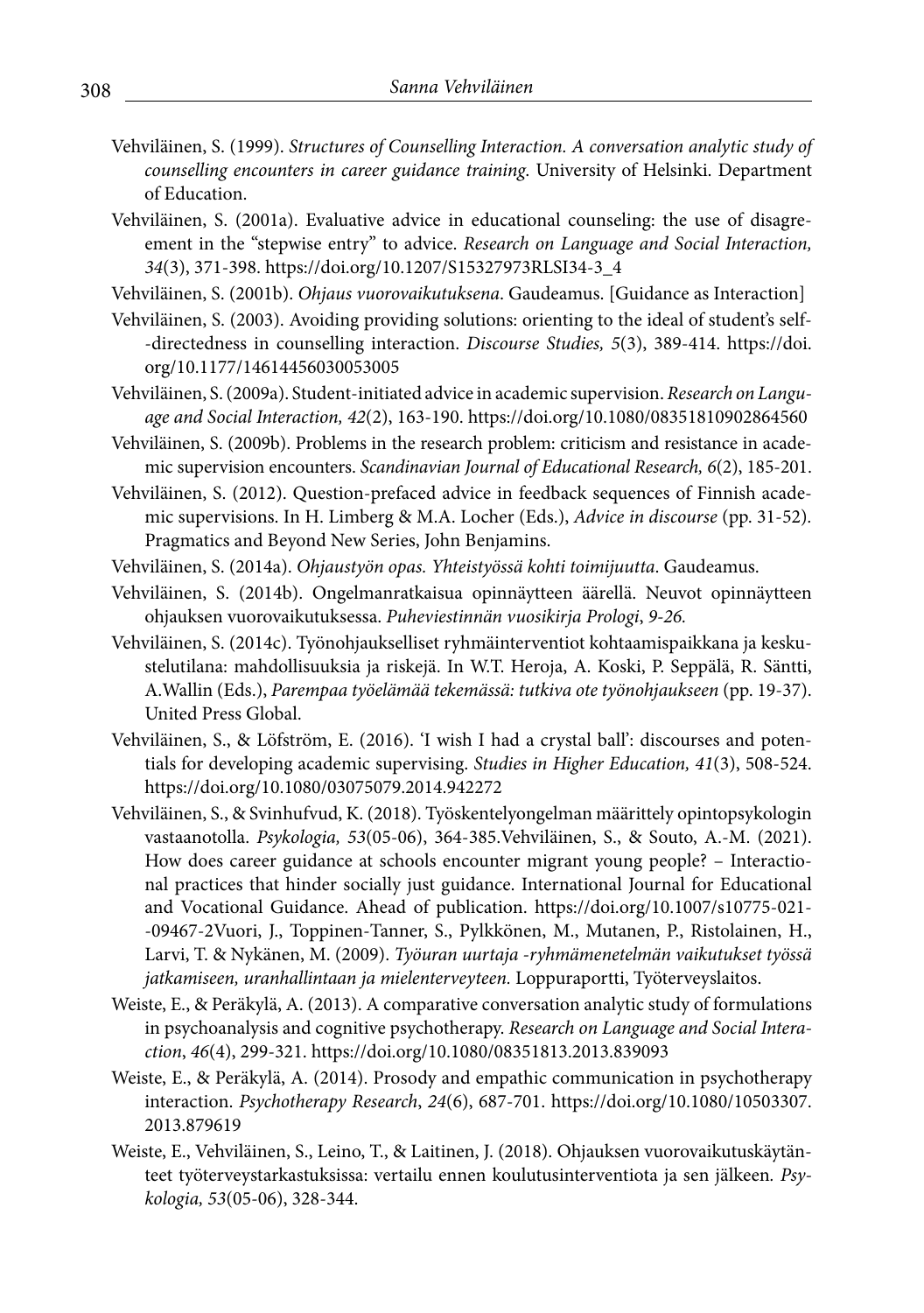Vehviläinen, S. (1999). *Structures of Counselling Interaction. A conversation analytic study of counselling encounters in career guidance training*. University of Helsinki. Department of Education.

Vehviläinen, S. (2001a). Evaluative advice in educational counseling: the use of disagreement in the "stepwise entry" to advice. *Research on Language and Social Interaction, 34*(3), 371-398. https://doi.org/10.1207/S15327973RLSI34-3_4

Vehviläinen, S. (2001b). *Ohjaus vuorovaikutuksena*. Gaudeamus. [Guidance as Interaction]

Vehviläinen, S. (2003). Avoiding providing solutions: orienting to the ideal of student's self--directedness in counselling interaction. *Discourse Studies, 5*(3), 389-414. https://doi.org/10.1177/14614456030053005

Vehviläinen, S. (2009a). Student-initiated advice in academic supervision. *Research on Language and Social Interaction, 42*(2), 163-190. https://doi.org/10.1080/08351810902864560

Vehviläinen, S. (2009b). Problems in the research problem: criticism and resistance in academic supervision encounters. *Scandinavian Journal of Educational Research, 6*(2), 185-201.

Vehviläinen, S. (2012). Question-prefaced advice in feedback sequences of Finnish academic supervisions. In H. Limberg & M.A. Locher (Eds.), *Advice in discourse* (pp. 31-52). Pragmatics and Beyond New Series, John Benjamins.

Vehviläinen, S. (2014a). *Ohjaustyön opas. Yhteistyössä kohti toimijuutta*. Gaudeamus.

Vehviläinen, S. (2014b). Ongelmanratkaisua opinnäytteen äärellä. Neuvot opinnäytteen ohjauksen vuorovaikutuksessa. *Puheviestinnän vuosikirja Prologi*, *9-26.*

Vehviläinen, S. (2014c). Työnohjaukselliset ryhmäinterventiot kohtaamispaikkana ja keskustelutilana: mahdollisuuksia ja riskejä. In W.T. Heroja, A. Koski, P. Seppälä, R. Säntti, A.Wallin (Eds.), *Parempaa työelämää tekemässä: tutkiva ote työnohjaukseen* (pp. 19-37). United Press Global.

Vehviläinen, S., & Löfström, E. (2016). 'I wish I had a crystal ball': discourses and potentials for developing academic supervising. *Studies in Higher Education, 41*(3), 508-524. https://doi.org/10.1080/03075079.2014.942272

Vehviläinen, S., & Svinhufvud, K. (2018). Työskentelyongelman määrittely opintopsykologin vastaanotolla. *Psykologia, 53*(05-06), 364-385.Vehviläinen, S., & Souto, A.-M. (2021). How does career guidance at schools encounter migrant young people? – Interactional practices that hinder socially just guidance. International Journal for Educational and Vocational Guidance. Ahead of publication. https://doi.org/10.1007/s10775-021--09467-2Vuori, J., Toppinen-Tanner, S., Pylkkönen, M., Mutanen, P., Ristolainen, H., Larvi, T. & Nykänen, M. (2009). *Työuran uurtaja -ryhmämenetelmän vaikutukset työssä jatkamiseen, uranhallintaan ja mielenterveyteen.* Loppuraportti, Työterveyslaitos.

Weiste, E., & Peräkylä, A. (2013). A comparative conversation analytic study of formulations in psychoanalysis and cognitive psychotherapy. *Research on Language and Social Interaction*, *46*(4), 299-321. https://doi.org/10.1080/08351813.2013.839093

Weiste, E., & Peräkylä, A. (2014). Prosody and empathic communication in psychotherapy interaction. *Psychotherapy Research*, *24*(6), 687-701. https://doi.org/10.1080/10503307.2013.879619

Weiste, E., Vehviläinen, S., Leino, T., & Laitinen, J. (2018). Ohjauksen vuorovaikutuskäytänteet työterveystarkastuksissa: vertailu ennen koulutusinterventiota ja sen jälkeen. *Psykologia, 53*(05-06), 328-344.